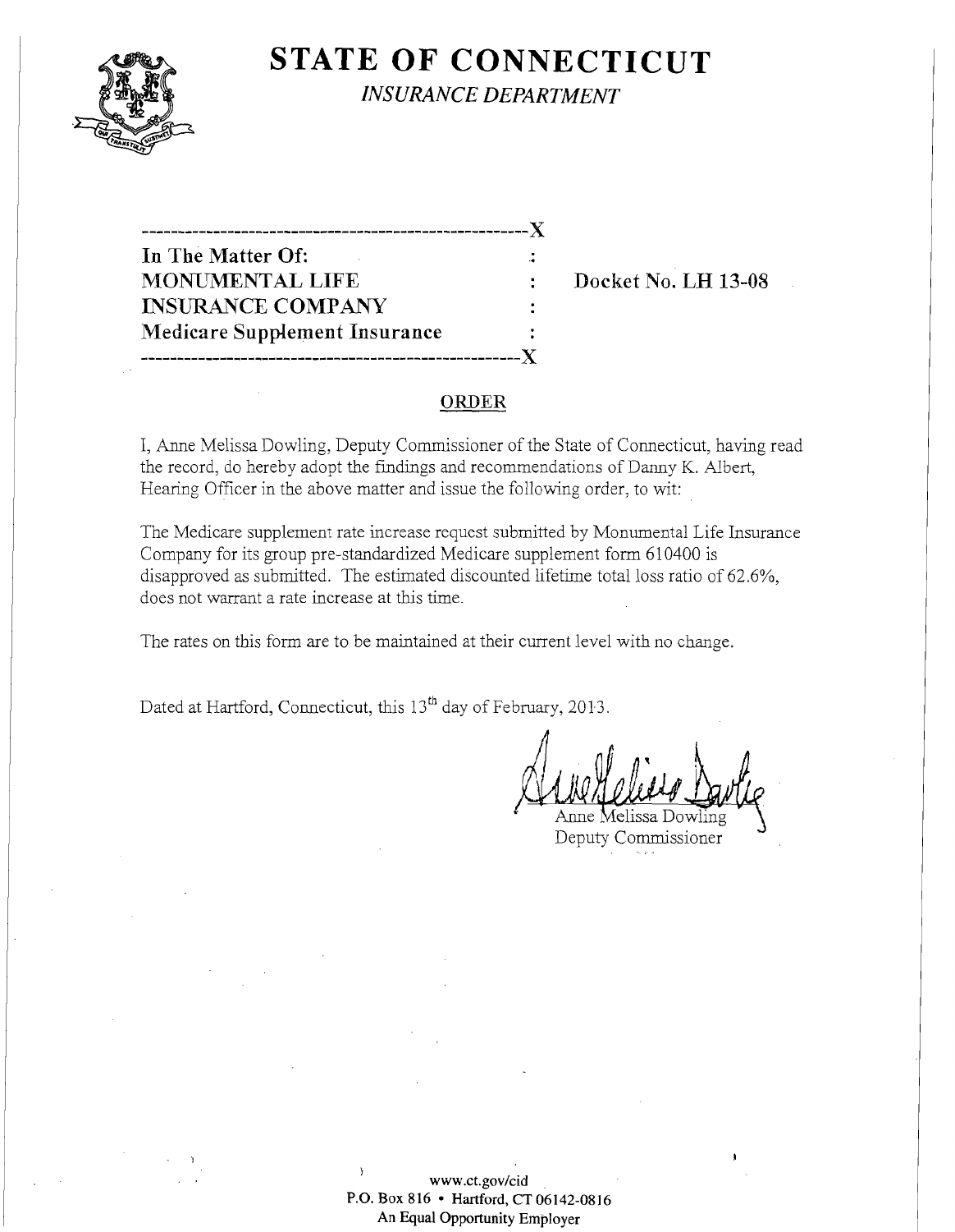# STATE OF CONNECTICUT

*INSURANCE DEPARTMENT*

---

**In The Matter Of:**
**MONUMENTAL LIFE INSURANCE COMPANY**
**Medicare Supplement Insurance**

**Docket No. LH 13-08**

---

## ORDER

I, Anne Melissa Dowling, Deputy Commissioner of the State of Connecticut, having read the record, do hereby adopt the findings and recommendations of Danny K. Albert, Hearing Officer in the above matter and issue the following order, to wit:

The Medicare supplement rate increase request submitted by Monumental Life Insurance Company for its group pre-standardized Medicare supplement form 610400 is disapproved as submitted. The estimated discounted lifetime total loss ratio of 62.6%, does not warrant a rate increase at this time.

The rates on this form are to be maintained at their current level with no change.

Dated at Hartford, Connecticut, this 13th day of February, 2013.

Anne Melissa Dowling
Deputy Commissioner

www.ct.gov/cid
P.O. Box 816 • Hartford, CT 06142-0816
An Equal Opportunity Employer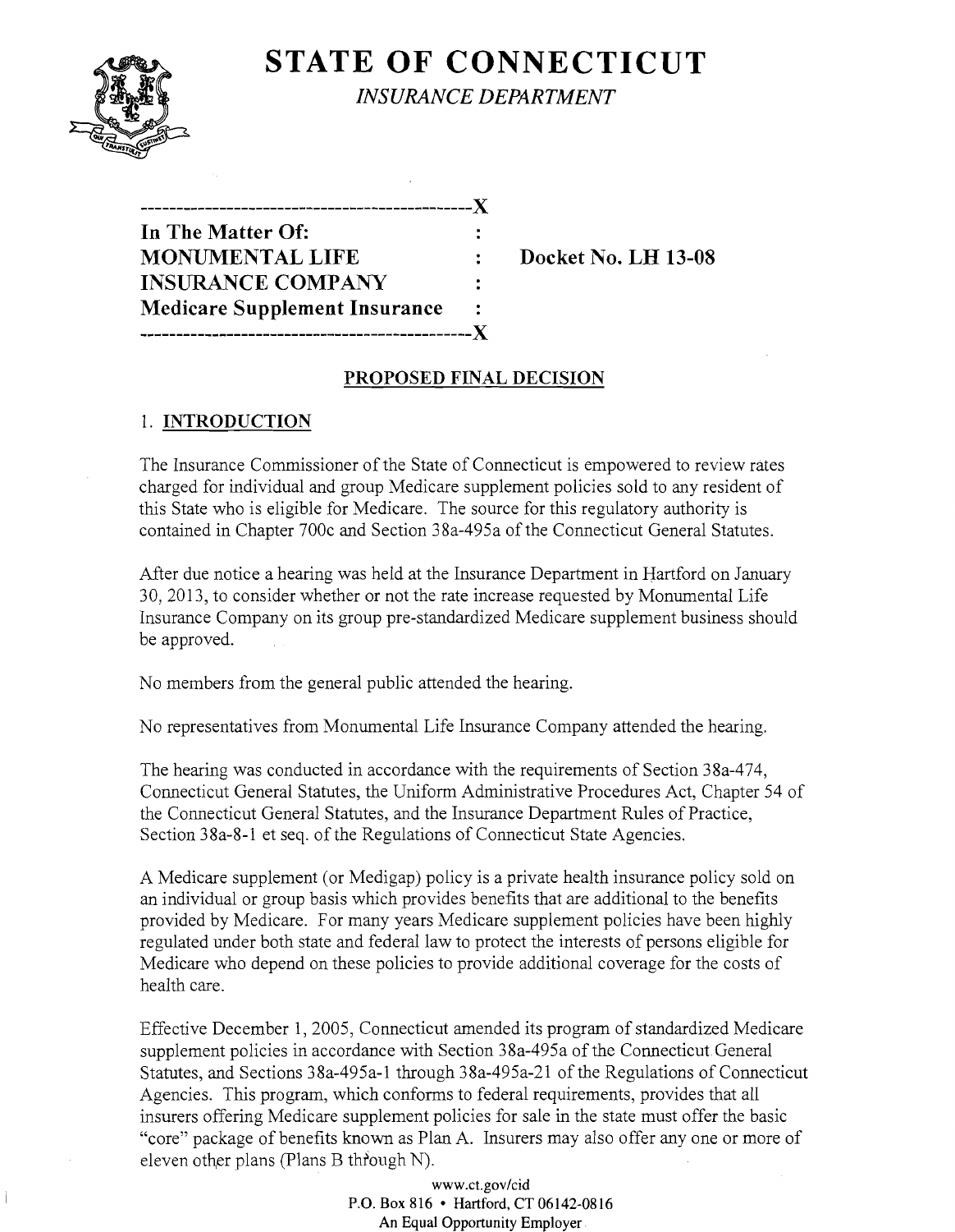# STATE OF CONNECTICUT

*INSURANCE DEPARTMENT*

```
---------------------------------------------X
In The Matter Of:                            :
MONUMENTAL LIFE                              :    Docket No. LH 13-08
INSURANCE COMPANY                            :
Medicare Supplement Insurance                :
---------------------------------------------X
```

## PROPOSED FINAL DECISION

### 1. INTRODUCTION

The Insurance Commissioner of the State of Connecticut is empowered to review rates charged for individual and group Medicare supplement policies sold to any resident of this State who is eligible for Medicare. The source for this regulatory authority is contained in Chapter 700c and Section 38a-495a of the Connecticut General Statutes.

After due notice a hearing was held at the Insurance Department in Hartford on January 30, 2013, to consider whether or not the rate increase requested by Monumental Life Insurance Company on its group pre-standardized Medicare supplement business should be approved.

No members from the general public attended the hearing.

No representatives from Monumental Life Insurance Company attended the hearing.

The hearing was conducted in accordance with the requirements of Section 38a-474, Connecticut General Statutes, the Uniform Administrative Procedures Act, Chapter 54 of the Connecticut General Statutes, and the Insurance Department Rules of Practice, Section 38a-8-1 et seq. of the Regulations of Connecticut State Agencies.

A Medicare supplement (or Medigap) policy is a private health insurance policy sold on an individual or group basis which provides benefits that are additional to the benefits provided by Medicare. For many years Medicare supplement policies have been highly regulated under both state and federal law to protect the interests of persons eligible for Medicare who depend on these policies to provide additional coverage for the costs of health care.

Effective December 1, 2005, Connecticut amended its program of standardized Medicare supplement policies in accordance with Section 38a-495a of the Connecticut General Statutes, and Sections 38a-495a-1 through 38a-495a-21 of the Regulations of Connecticut Agencies. This program, which conforms to federal requirements, provides that all insurers offering Medicare supplement policies for sale in the state must offer the basic "core" package of benefits known as Plan A. Insurers may also offer any one or more of eleven other plans (Plans B through N).

www.ct.gov/cid
P.O. Box 816 • Hartford, CT 06142-0816
An Equal Opportunity Employer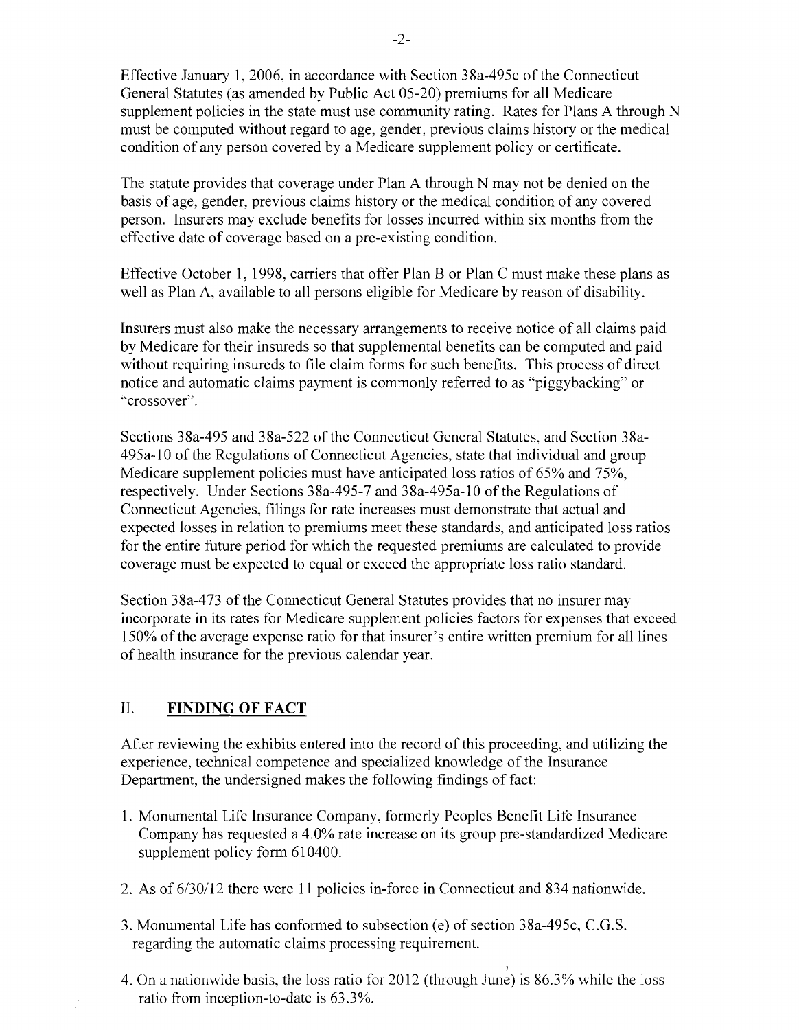Effective January 1, 2006, in accordance with Section 38a-495c of the Connecticut General Statutes (as amended by Public Act 05-20) premiums for all Medicare supplement policies in the state must use community rating. Rates for Plans A through N must be computed without regard to age, gender, previous claims history or the medical condition of any person covered by a Medicare supplement policy or certificate.

The statute provides that coverage under Plan A through N may not be denied on the basis of age, gender, previous claims history or the medical condition of any covered person. Insurers may exclude benefits for losses incurred within six months from the effective date of coverage based on a pre-existing condition.

Effective October 1, 1998, carriers that offer Plan B or Plan C must make these plans as well as Plan A, available to all persons eligible for Medicare by reason of disability.

Insurers must also make the necessary arrangements to receive notice of all claims paid by Medicare for their insureds so that supplemental benefits can be computed and paid without requiring insureds to file claim forms for such benefits. This process of direct notice and automatic claims payment is commonly referred to as "piggybacking" or "crossover".

Sections 38a-495 and 38a-522 of the Connecticut General Statutes, and Section 38a-495a-10 of the Regulations of Connecticut Agencies, state that individual and group Medicare supplement policies must have anticipated loss ratios of 65% and 75%, respectively. Under Sections 38a-495-7 and 38a-495a-10 of the Regulations of Connecticut Agencies, filings for rate increases must demonstrate that actual and expected losses in relation to premiums meet these standards, and anticipated loss ratios for the entire future period for which the requested premiums are calculated to provide coverage must be expected to equal or exceed the appropriate loss ratio standard.

Section 38a-473 of the Connecticut General Statutes provides that no insurer may incorporate in its rates for Medicare supplement policies factors for expenses that exceed 150% of the average expense ratio for that insurer's entire written premium for all lines of health insurance for the previous calendar year.

## II. FINDING OF FACT

After reviewing the exhibits entered into the record of this proceeding, and utilizing the experience, technical competence and specialized knowledge of the Insurance Department, the undersigned makes the following findings of fact:

1. Monumental Life Insurance Company, formerly Peoples Benefit Life Insurance Company has requested a 4.0% rate increase on its group pre-standardized Medicare supplement policy form 610400.

2. As of 6/30/12 there were 11 policies in-force in Connecticut and 834 nationwide.

3. Monumental Life has conformed to subsection (e) of section 38a-495c, C.G.S. regarding the automatic claims processing requirement.

4. On a nationwide basis, the loss ratio for 2012 (through June) is 86.3% while the loss ratio from inception-to-date is 63.3%.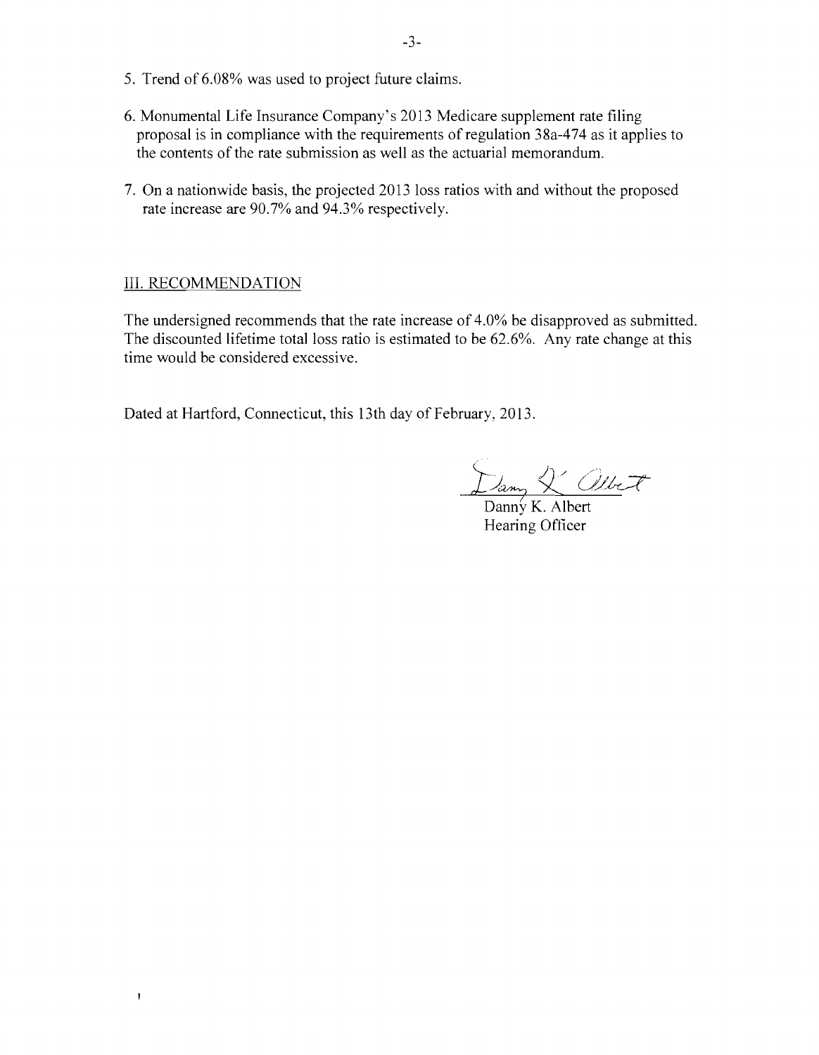5. Trend of 6.08% was used to project future claims.

6. Monumental Life Insurance Company's 2013 Medicare supplement rate filing proposal is in compliance with the requirements of regulation 38a-474 as it applies to the contents of the rate submission as well as the actuarial memorandum.

7. On a nationwide basis, the projected 2013 loss ratios with and without the proposed rate increase are 90.7% and 94.3% respectively.

## III. RECOMMENDATION

The undersigned recommends that the rate increase of 4.0% be disapproved as submitted. The discounted lifetime total loss ratio is estimated to be 62.6%. Any rate change at this time would be considered excessive.

Dated at Hartford, Connecticut, this 13th day of February, 2013.

Danny K. Albert
Hearing Officer